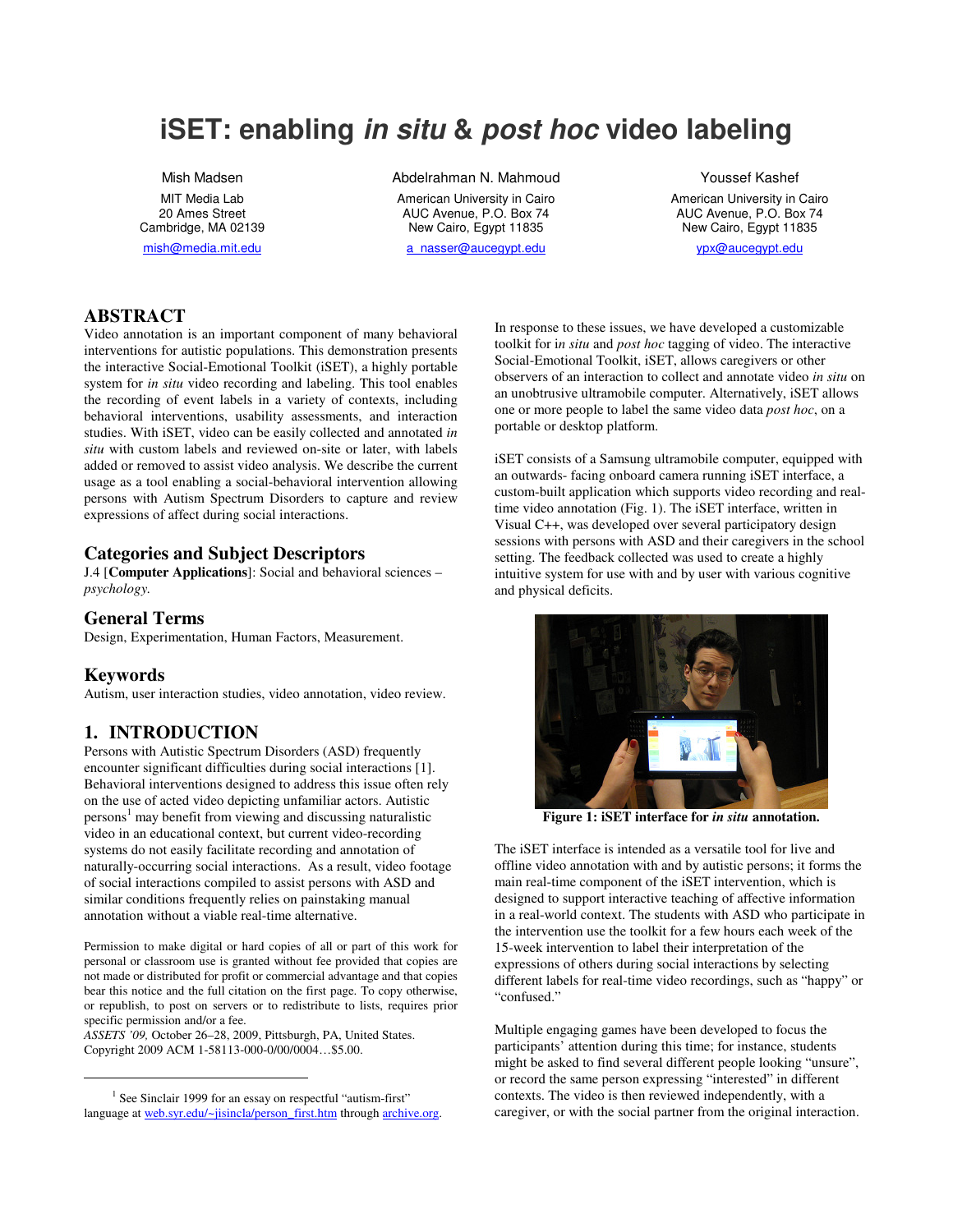# iSET: enabling *in situ* & *post hoc* video labeling

Mish Madsen
MIT Media Lab
20 Ames Street
Cambridge, MA 02139
mish@media.mit.edu

Abdelrahman N. Mahmoud
American University in Cairo
AUC Avenue, P.O. Box 74
New Cairo, Egypt 11835
a_nasser@aucegypt.edu

Youssef Kashef
American University in Cairo
AUC Avenue, P.O. Box 74
New Cairo, Egypt 11835
ypx@aucegypt.edu

## ABSTRACT

Video annotation is an important component of many behavioral interventions for autistic populations. This demonstration presents the interactive Social-Emotional Toolkit (iSET), a highly portable system for *in situ* video recording and labeling. This tool enables the recording of event labels in a variety of contexts, including behavioral interventions, usability assessments, and interaction studies. With iSET, video can be easily collected and annotated *in situ* with custom labels and reviewed on-site or later, with labels added or removed to assist video analysis. We describe the current usage as a tool enabling a social-behavioral intervention allowing persons with Autism Spectrum Disorders to capture and review expressions of affect during social interactions.

## Categories and Subject Descriptors

J.4 [**Computer Applications**]: Social and behavioral sciences – *psychology*.

## General Terms

Design, Experimentation, Human Factors, Measurement.

## Keywords

Autism, user interaction studies, video annotation, video review.

## 1. INTRODUCTION

Persons with Autistic Spectrum Disorders (ASD) frequently encounter significant difficulties during social interactions [1]. Behavioral interventions designed to address this issue often rely on the use of acted video depicting unfamiliar actors. Autistic persons[1] may benefit from viewing and discussing naturalistic video in an educational context, but current video-recording systems do not easily facilitate recording and annotation of naturally-occurring social interactions. As a result, video footage of social interactions compiled to assist persons with ASD and similar conditions frequently relies on painstaking manual annotation without a viable real-time alternative.

Permission to make digital or hard copies of all or part of this work for personal or classroom use is granted without fee provided that copies are not made or distributed for profit or commercial advantage and that copies bear this notice and the full citation on the first page. To copy otherwise, or republish, to post on servers or to redistribute to lists, requires prior specific permission and/or a fee.
*ASSETS '09,* October 26–28, 2009, Pittsburgh, PA, United States.
Copyright 2009 ACM 1-58113-000-0/00/0004…$5.00.

[1] See Sinclair 1999 for an essay on respectful "autism-first" language at web.syr.edu/~jisincla/person_first.htm through archive.org.

In response to these issues, we have developed a customizable toolkit for i*n situ* and *post hoc* tagging of video. The interactive Social-Emotional Toolkit, iSET, allows caregivers or other observers of an interaction to collect and annotate video *in situ* on an unobtrusive ultramobile computer. Alternatively, iSET allows one or more people to label the same video data *post hoc*, on a portable or desktop platform.

iSET consists of a Samsung ultramobile computer, equipped with an outwards- facing onboard camera running iSET interface, a custom-built application which supports video recording and real-time video annotation (Fig. 1). The iSET interface, written in Visual C++, was developed over several participatory design sessions with persons with ASD and their caregivers in the school setting. The feedback collected was used to create a highly intuitive system for use with and by user with various cognitive and physical deficits.

**Figure 1: iSET interface for *in situ* annotation.**

The iSET interface is intended as a versatile tool for live and offline video annotation with and by autistic persons; it forms the main real-time component of the iSET intervention, which is designed to support interactive teaching of affective information in a real-world context. The students with ASD who participate in the intervention use the toolkit for a few hours each week of the 15-week intervention to label their interpretation of the expressions of others during social interactions by selecting different labels for real-time video recordings, such as "happy" or "confused."

Multiple engaging games have been developed to focus the participants' attention during this time; for instance, students might be asked to find several different people looking "unsure", or record the same person expressing "interested" in different contexts. The video is then reviewed independently, with a caregiver, or with the social partner from the original interaction.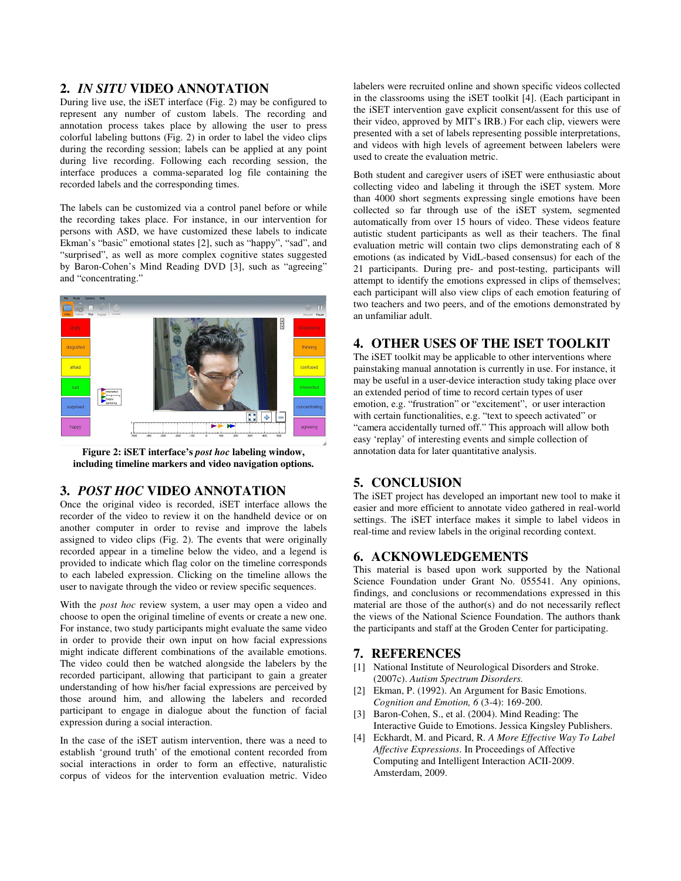## 2. *IN SITU* VIDEO ANNOTATION

During live use, the iSET interface (Fig. 2) may be configured to represent any number of custom labels. The recording and annotation process takes place by allowing the user to press colorful labeling buttons (Fig. 2) in order to label the video clips during the recording session; labels can be applied at any point during live recording. Following each recording session, the interface produces a comma-separated log file containing the recorded labels and the corresponding times.

The labels can be customized via a control panel before or while the recording takes place. For instance, in our intervention for persons with ASD, we have customized these labels to indicate Ekman's "basic" emotional states [2], such as "happy", "sad", and "surprised", as well as more complex cognitive states suggested by Baron-Cohen's Mind Reading DVD [3], such as "agreeing" and "concentrating."

**Figure 2: iSET interface's *post hoc* labeling window, including timeline markers and video navigation options.**

## 3. *POST HOC* VIDEO ANNOTATION

Once the original video is recorded, iSET interface allows the recorder of the video to review it on the handheld device or on another computer in order to revise and improve the labels assigned to video clips (Fig. 2). The events that were originally recorded appear in a timeline below the video, and a legend is provided to indicate which flag color on the timeline corresponds to each labeled expression. Clicking on the timeline allows the user to navigate through the video or review specific sequences.

With the *post hoc* review system, a user may open a video and choose to open the original timeline of events or create a new one. For instance, two study participants might evaluate the same video in order to provide their own input on how facial expressions might indicate different combinations of the available emotions. The video could then be watched alongside the labelers by the recorded participant, allowing that participant to gain a greater understanding of how his/her facial expressions are perceived by those around him, and allowing the labelers and recorded participant to engage in dialogue about the function of facial expression during a social interaction.

In the case of the iSET autism intervention, there was a need to establish 'ground truth' of the emotional content recorded from social interactions in order to form an effective, naturalistic corpus of videos for the intervention evaluation metric. Video labelers were recruited online and shown specific videos collected in the classrooms using the iSET toolkit [4]. (Each participant in the iSET intervention gave explicit consent/assent for this use of their video, approved by MIT's IRB.) For each clip, viewers were presented with a set of labels representing possible interpretations, and videos with high levels of agreement between labelers were used to create the evaluation metric.

Both student and caregiver users of iSET were enthusiastic about collecting video and labeling it through the iSET system. More than 4000 short segments expressing single emotions have been collected so far through use of the iSET system, segmented automatically from over 15 hours of video. These videos feature autistic student participants as well as their teachers. The final evaluation metric will contain two clips demonstrating each of 8 emotions (as indicated by VidL-based consensus) for each of the 21 participants. During pre- and post-testing, participants will attempt to identify the emotions expressed in clips of themselves; each participant will also view clips of each emotion featuring of two teachers and two peers, and of the emotions demonstrated by an unfamiliar adult.

## 4. OTHER USES OF THE ISET TOOLKIT

The iSET toolkit may be applicable to other interventions where painstaking manual annotation is currently in use. For instance, it may be useful in a user-device interaction study taking place over an extended period of time to record certain types of user emotion, e.g. "frustration" or "excitement", or user interaction with certain functionalities, e.g. "text to speech activated" or "camera accidentally turned off." This approach will allow both easy 'replay' of interesting events and simple collection of annotation data for later quantitative analysis.

## 5. CONCLUSION

The iSET project has developed an important new tool to make it easier and more efficient to annotate video gathered in real-world settings. The iSET interface makes it simple to label videos in real-time and review labels in the original recording context.

## 6. ACKNOWLEDGEMENTS

This material is based upon work supported by the National Science Foundation under Grant No. 055541. Any opinions, findings, and conclusions or recommendations expressed in this material are those of the author(s) and do not necessarily reflect the views of the National Science Foundation. The authors thank the participants and staff at the Groden Center for participating.

## 7. REFERENCES

[1] National Institute of Neurological Disorders and Stroke. (2007c). *Autism Spectrum Disorders.*

[2] Ekman, P. (1992). An Argument for Basic Emotions. *Cognition and Emotion, 6* (3-4): 169-200.

[3] Baron-Cohen, S., et al. (2004). Mind Reading: The Interactive Guide to Emotions. Jessica Kingsley Publishers.

[4] Eckhardt, M. and Picard, R. *A More Effective Way To Label Affective Expressions.* In Proceedings of Affective Computing and Intelligent Interaction ACII-2009. Amsterdam, 2009.